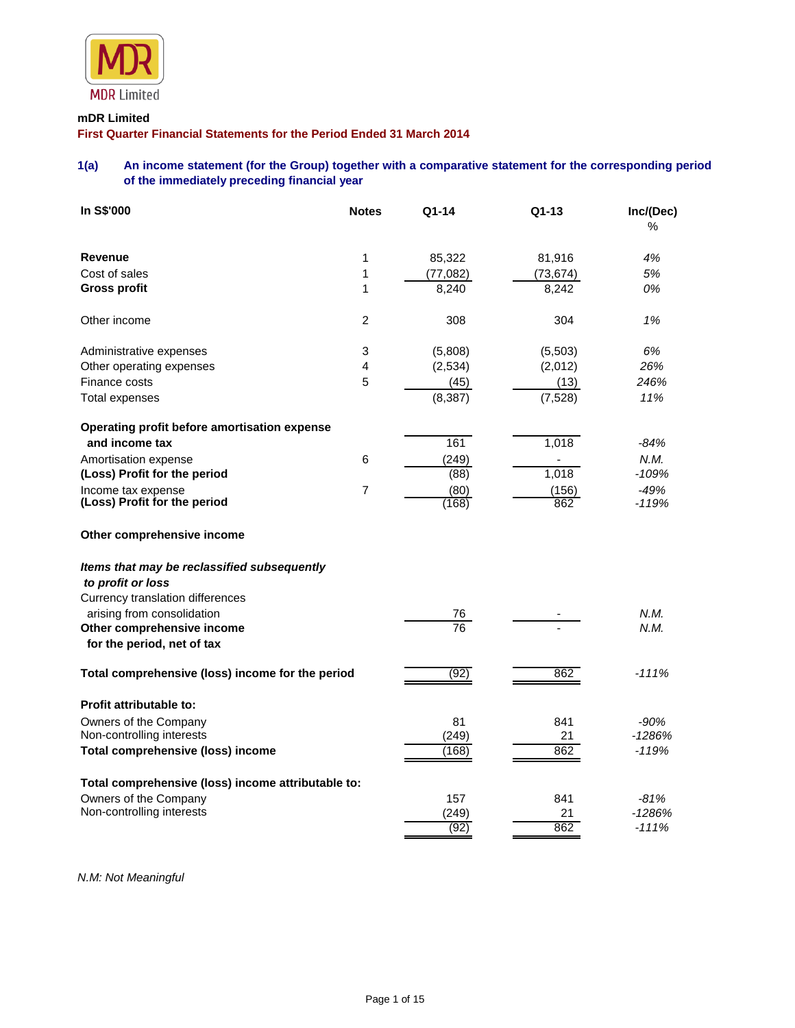MDR Limited

**mDR Limited**

**First Quarter Financial Statements for the Period Ended 31 March 2014**

### 1(a) An income statement (for the Group) together with a comparative statement for the corresponding period of the immediately preceding financial year

| In S$'000 | Notes | Q1-14 | Q1-13 | Inc/(Dec) % |
|---|---|---|---|---|
| **Revenue** | 1 | 85,322 | 81,916 | *4%* |
| Cost of sales | 1 | (77,082) | (73,674) | *5%* |
| **Gross profit** | 1 | 8,240 | 8,242 | *0%* |
| | | | | |
| Other income | 2 | 308 | 304 | *1%* |
| | | | | |
| Administrative expenses | 3 | (5,808) | (5,503) | *6%* |
| Other operating expenses | 4 | (2,534) | (2,012) | *26%* |
| Finance costs | 5 | (45) | (13) | *246%* |
| Total expenses | | (8,387) | (7,528) | *11%* |
| | | | | |
| **Operating profit before amortisation expense and income tax** | | 161 | 1,018 | *-84%* |
| Amortisation expense | 6 | (249) | - | *N.M.* |
| **(Loss) Profit for the period** | | (88) | 1,018 | *-109%* |
| Income tax expense | 7 | (80) | (156) | *-49%* |
| **(Loss) Profit for the period** | | (168) | 862 | *-119%* |
| | | | | |
| **Other comprehensive income** | | | | |
| | | | | |
| ***Items that may be reclassified subsequently to profit or loss*** | | | | |
| Currency translation differences arising from consolidation | | 76 | - | *N.M.* |
| **Other comprehensive income for the period, net of tax** | | 76 | - | *N.M.* |
| | | | | |
| **Total comprehensive (loss) income for the period** | | (92) | 862 | *-111%* |
| | | | | |
| **Profit attributable to:** | | | | |
| Owners of the Company | | 81 | 841 | *-90%* |
| Non-controlling interests | | (249) | 21 | *-1286%* |
| **Total comprehensive (loss) income** | | (168) | 862 | *-119%* |
| | | | | |
| **Total comprehensive (loss) income attributable to:** | | | | |
| Owners of the Company | | 157 | 841 | *-81%* |
| Non-controlling interests | | (249) | 21 | *-1286%* |
| | | (92) | 862 | *-111%* |

*N.M: Not Meaningful*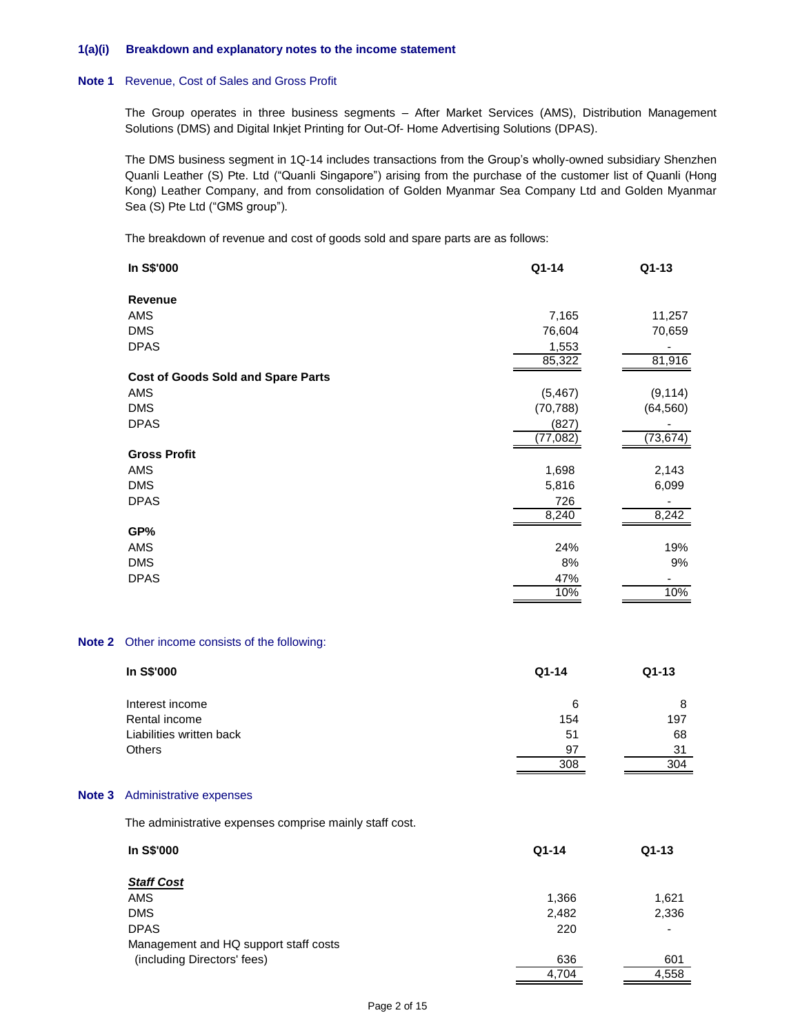### 1(a)(i) Breakdown and explanatory notes to the income statement

**Note 1** Revenue, Cost of Sales and Gross Profit

The Group operates in three business segments – After Market Services (AMS), Distribution Management Solutions (DMS) and Digital Inkjet Printing for Out-Of- Home Advertising Solutions (DPAS).

The DMS business segment in 1Q-14 includes transactions from the Group's wholly-owned subsidiary Shenzhen Quanli Leather (S) Pte. Ltd ("Quanli Singapore") arising from the purchase of the customer list of Quanli (Hong Kong) Leather Company, and from consolidation of Golden Myanmar Sea Company Ltd and Golden Myanmar Sea (S) Pte Ltd ("GMS group").

The breakdown of revenue and cost of goods sold and spare parts are as follows:

| In S$'000 | Q1-14 | Q1-13 |
|---|---|---|
| **Revenue** | | |
| AMS | 7,165 | 11,257 |
| DMS | 76,604 | 70,659 |
| DPAS | 1,553 | - |
| | 85,322 | 81,916 |
| **Cost of Goods Sold and Spare Parts** | | |
| AMS | (5,467) | (9,114) |
| DMS | (70,788) | (64,560) |
| DPAS | (827) | - |
| | (77,082) | (73,674) |
| **Gross Profit** | | |
| AMS | 1,698 | 2,143 |
| DMS | 5,816 | 6,099 |
| DPAS | 726 | - |
| | 8,240 | 8,242 |
| **GP%** | | |
| AMS | 24% | 19% |
| DMS | 8% | 9% |
| DPAS | 47% | - |
| | 10% | 10% |

**Note 2** Other income consists of the following:

| In S$'000 | Q1-14 | Q1-13 |
|---|---|---|
| Interest income | 6 | 8 |
| Rental income | 154 | 197 |
| Liabilities written back | 51 | 68 |
| Others | 97 | 31 |
| | 308 | 304 |

**Note 3** Administrative expenses

The administrative expenses comprise mainly staff cost.

| In S$'000 | Q1-14 | Q1-13 |
|---|---|---|
| ***Staff Cost*** | | |
| AMS | 1,366 | 1,621 |
| DMS | 2,482 | 2,336 |
| DPAS | 220 | - |
| Management and HQ support staff costs (including Directors' fees) | 636 | 601 |
| | 4,704 | 4,558 |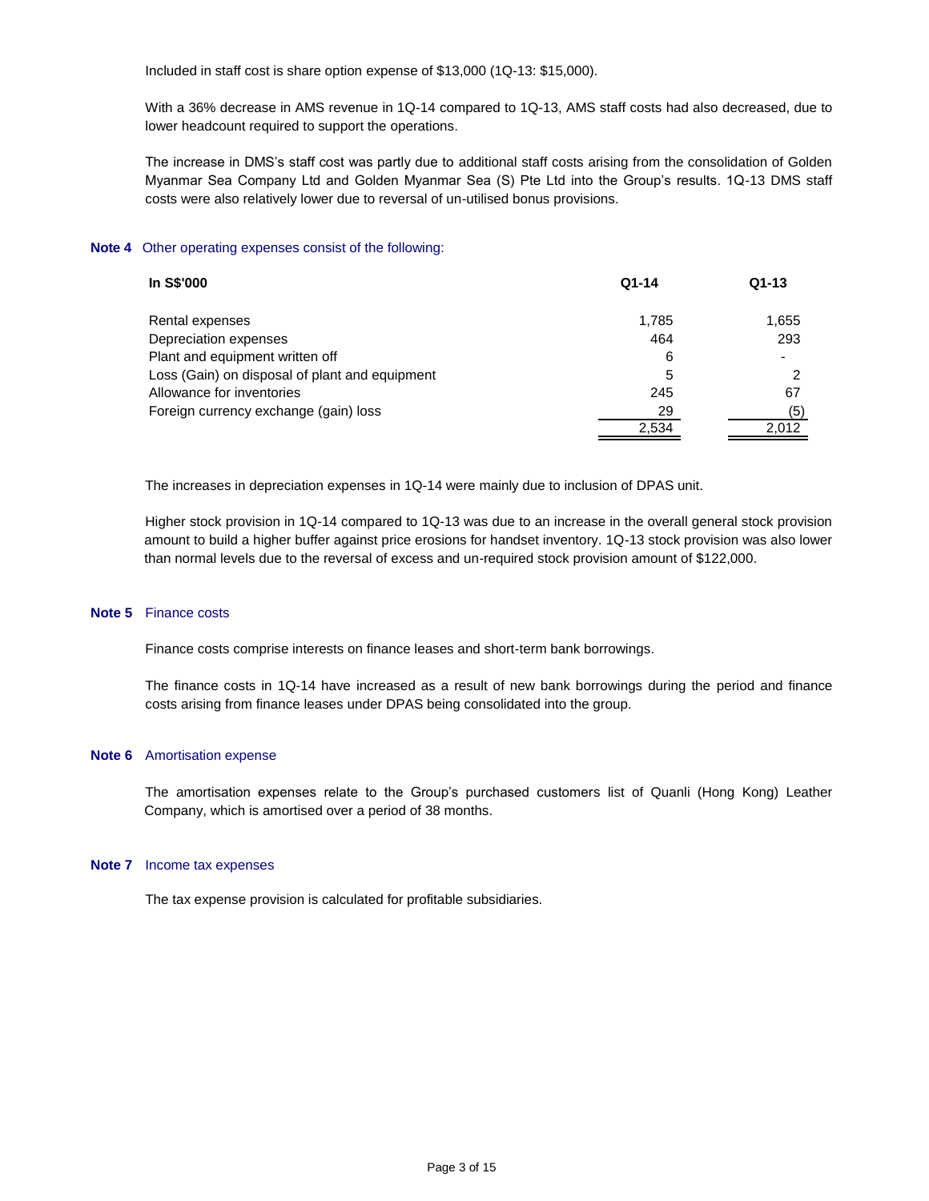Included in staff cost is share option expense of $13,000 (1Q-13: $15,000).

With a 36% decrease in AMS revenue in 1Q-14 compared to 1Q-13, AMS staff costs had also decreased, due to lower headcount required to support the operations.

The increase in DMS's staff cost was partly due to additional staff costs arising from the consolidation of Golden Myanmar Sea Company Ltd and Golden Myanmar Sea (S) Pte Ltd into the Group's results. 1Q-13 DMS staff costs were also relatively lower due to reversal of un-utilised bonus provisions.

**Note 4** Other operating expenses consist of the following:

| In S$'000 | Q1-14 | Q1-13 |
|---|---|---|
| Rental expenses | 1,785 | 1,655 |
| Depreciation expenses | 464 | 293 |
| Plant and equipment written off | 6 | - |
| Loss (Gain) on disposal of plant and equipment | 5 | 2 |
| Allowance for inventories | 245 | 67 |
| Foreign currency exchange (gain) loss | 29 | (5) |
| | 2,534 | 2,012 |

The increases in depreciation expenses in 1Q-14 were mainly due to inclusion of DPAS unit.

Higher stock provision in 1Q-14 compared to 1Q-13 was due to an increase in the overall general stock provision amount to build a higher buffer against price erosions for handset inventory. 1Q-13 stock provision was also lower than normal levels due to the reversal of excess and un-required stock provision amount of $122,000.

**Note 5** Finance costs

Finance costs comprise interests on finance leases and short-term bank borrowings.

The finance costs in 1Q-14 have increased as a result of new bank borrowings during the period and finance costs arising from finance leases under DPAS being consolidated into the group.

**Note 6** Amortisation expense

The amortisation expenses relate to the Group's purchased customers list of Quanli (Hong Kong) Leather Company, which is amortised over a period of 38 months.

**Note 7** Income tax expenses

The tax expense provision is calculated for profitable subsidiaries.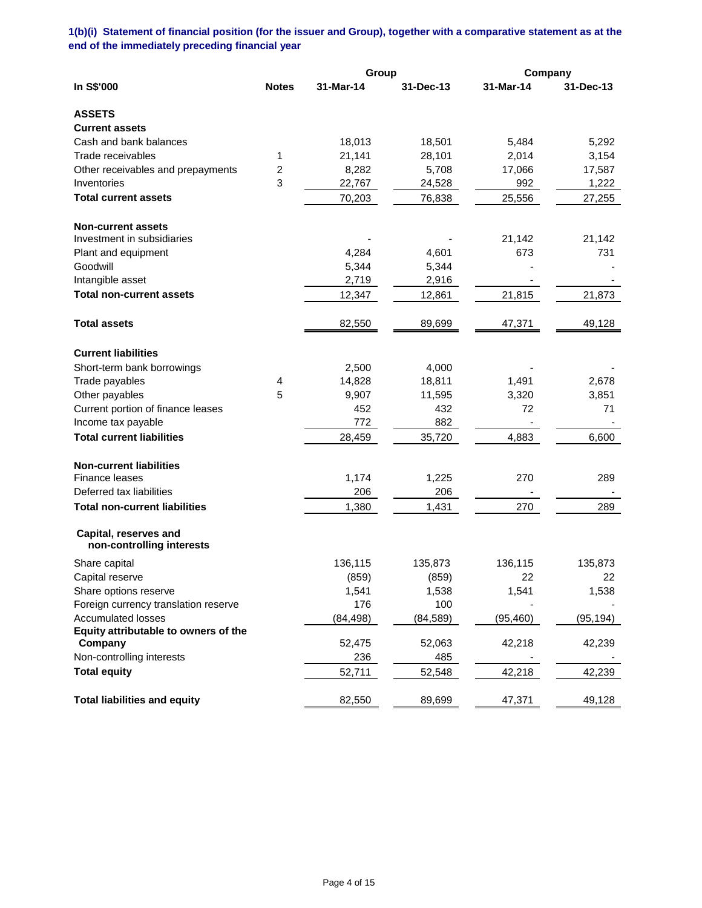**1(b)(i) Statement of financial position (for the issuer and Group), together with a comparative statement as at the end of the immediately preceding financial year**

| | | Group | | Company | |
|---|---|---|---|---|---|
| **In S$'000** | **Notes** | **31-Mar-14** | **31-Dec-13** | **31-Mar-14** | **31-Dec-13** |
| **ASSETS** | | | | | |
| **Current assets** | | | | | |
| Cash and bank balances | | 18,013 | 18,501 | 5,484 | 5,292 |
| Trade receivables | 1 | 21,141 | 28,101 | 2,014 | 3,154 |
| Other receivables and prepayments | 2 | 8,282 | 5,708 | 17,066 | 17,587 |
| Inventories | 3 | 22,767 | 24,528 | 992 | 1,222 |
| **Total current assets** | | 70,203 | 76,838 | 25,556 | 27,255 |
| **Non-current assets** | | | | | |
| Investment in subsidiaries | | - | - | 21,142 | 21,142 |
| Plant and equipment | | 4,284 | 4,601 | 673 | 731 |
| Goodwill | | 5,344 | 5,344 | - | - |
| Intangible asset | | 2,719 | 2,916 | - | - |
| **Total non-current assets** | | 12,347 | 12,861 | 21,815 | 21,873 |
| **Total assets** | | 82,550 | 89,699 | 47,371 | 49,128 |
| **Current liabilities** | | | | | |
| Short-term bank borrowings | | 2,500 | 4,000 | - | - |
| Trade payables | 4 | 14,828 | 18,811 | 1,491 | 2,678 |
| Other payables | 5 | 9,907 | 11,595 | 3,320 | 3,851 |
| Current portion of finance leases | | 452 | 432 | 72 | 71 |
| Income tax payable | | 772 | 882 | - | - |
| **Total current liabilities** | | 28,459 | 35,720 | 4,883 | 6,600 |
| **Non-current liabilities** | | | | | |
| Finance leases | | 1,174 | 1,225 | 270 | 289 |
| Deferred tax liabilities | | 206 | 206 | - | - |
| **Total non-current liabilities** | | 1,380 | 1,431 | 270 | 289 |
| **Capital, reserves and non-controlling interests** | | | | | |
| Share capital | | 136,115 | 135,873 | 136,115 | 135,873 |
| Capital reserve | | (859) | (859) | 22 | 22 |
| Share options reserve | | 1,541 | 1,538 | 1,541 | 1,538 |
| Foreign currency translation reserve | | 176 | 100 | - | - |
| Accumulated losses | | (84,498) | (84,589) | (95,460) | (95,194) |
| **Equity attributable to owners of the Company** | | 52,475 | 52,063 | 42,218 | 42,239 |
| Non-controlling interests | | 236 | 485 | - | - |
| **Total equity** | | 52,711 | 52,548 | 42,218 | 42,239 |
| **Total liabilities and equity** | | 82,550 | 89,699 | 47,371 | 49,128 |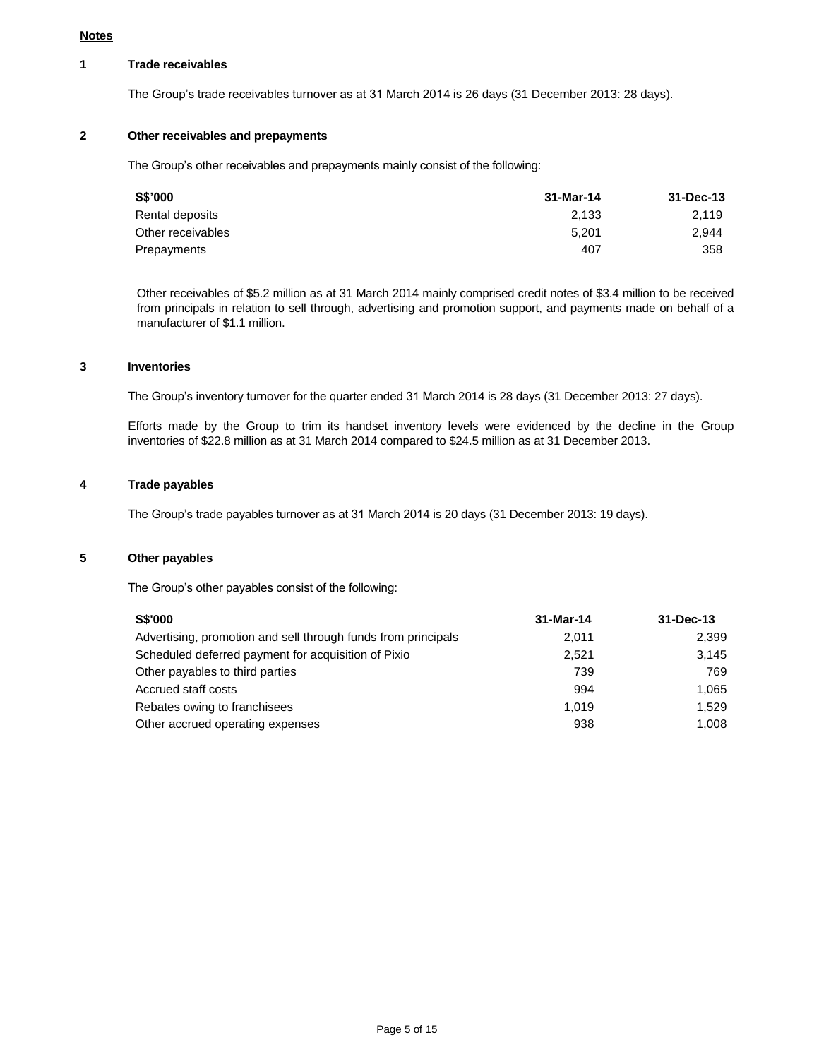**Notes**

**1 Trade receivables**

The Group's trade receivables turnover as at 31 March 2014 is 26 days (31 December 2013: 28 days).

**2 Other receivables and prepayments**

The Group's other receivables and prepayments mainly consist of the following:

| S$'000 | 31-Mar-14 | 31-Dec-13 |
|---|---|---|
| Rental deposits | 2,133 | 2,119 |
| Other receivables | 5,201 | 2,944 |
| Prepayments | 407 | 358 |

Other receivables of $5.2 million as at 31 March 2014 mainly comprised credit notes of $3.4 million to be received from principals in relation to sell through, advertising and promotion support, and payments made on behalf of a manufacturer of $1.1 million.

**3 Inventories**

The Group's inventory turnover for the quarter ended 31 March 2014 is 28 days (31 December 2013: 27 days).

Efforts made by the Group to trim its handset inventory levels were evidenced by the decline in the Group inventories of $22.8 million as at 31 March 2014 compared to $24.5 million as at 31 December 2013.

**4 Trade payables**

The Group's trade payables turnover as at 31 March 2014 is 20 days (31 December 2013: 19 days).

**5 Other payables**

The Group's other payables consist of the following:

| S$'000 | 31-Mar-14 | 31-Dec-13 |
|---|---|---|
| Advertising, promotion and sell through funds from principals | 2,011 | 2,399 |
| Scheduled deferred payment for acquisition of Pixio | 2,521 | 3,145 |
| Other payables to third parties | 739 | 769 |
| Accrued staff costs | 994 | 1,065 |
| Rebates owing to franchisees | 1,019 | 1,529 |
| Other accrued operating expenses | 938 | 1,008 |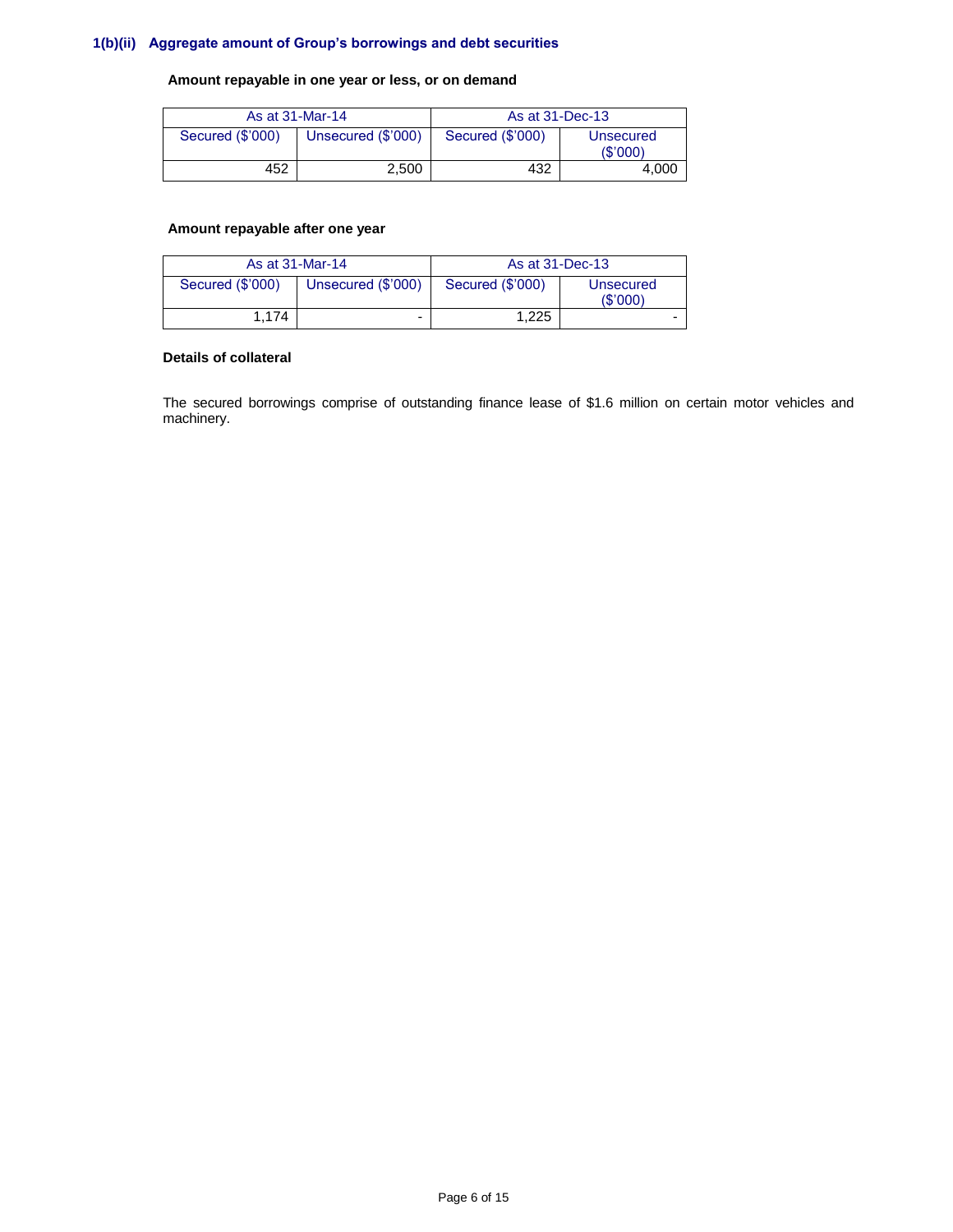### 1(b)(ii) Aggregate amount of Group's borrowings and debt securities

**Amount repayable in one year or less, or on demand**

| As at 31-Mar-14 | | As at 31-Dec-13 | |
|---|---|---|---|
| Secured ($'000) | Unsecured ($'000) | Secured ($'000) | Unsecured ($'000) |
| 452 | 2,500 | 432 | 4,000 |

**Amount repayable after one year**

| As at 31-Mar-14 | | As at 31-Dec-13 | |
|---|---|---|---|
| Secured ($'000) | Unsecured ($'000) | Secured ($'000) | Unsecured ($'000) |
| 1,174 | - | 1,225 | - |

**Details of collateral**

The secured borrowings comprise of outstanding finance lease of $1.6 million on certain motor vehicles and machinery.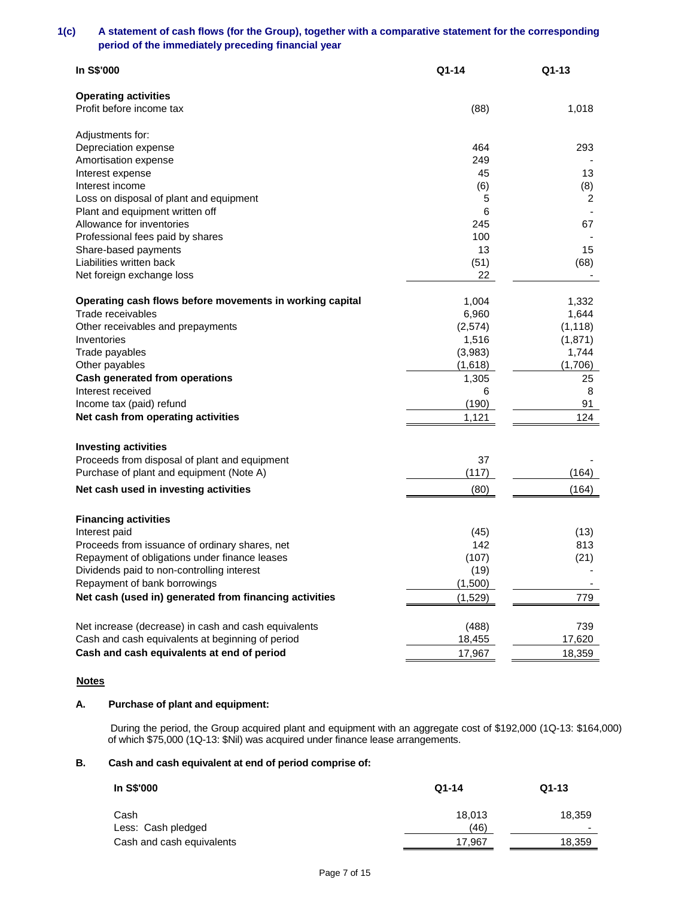### 1(c) A statement of cash flows (for the Group), together with a comparative statement for the corresponding period of the immediately preceding financial year

| In S$'000 | Q1-14 | Q1-13 |
|---|---|---|
| **Operating activities** | | |
| Profit before income tax | (88) | 1,018 |
| | | |
| Adjustments for: | | |
| Depreciation expense | 464 | 293 |
| Amortisation expense | 249 | - |
| Interest expense | 45 | 13 |
| Interest income | (6) | (8) |
| Loss on disposal of plant and equipment | 5 | 2 |
| Plant and equipment written off | 6 | - |
| Allowance for inventories | 245 | 67 |
| Professional fees paid by shares | 100 | - |
| Share-based payments | 13 | 15 |
| Liabilities written back | (51) | (68) |
| Net foreign exchange loss | 22 | - |
| | | |
| **Operating cash flows before movements in working capital** | 1,004 | 1,332 |
| Trade receivables | 6,960 | 1,644 |
| Other receivables and prepayments | (2,574) | (1,118) |
| Inventories | 1,516 | (1,871) |
| Trade payables | (3,983) | 1,744 |
| Other payables | (1,618) | (1,706) |
| **Cash generated from operations** | 1,305 | 25 |
| Interest received | 6 | 8 |
| Income tax (paid) refund | (190) | 91 |
| **Net cash from operating activities** | 1,121 | 124 |
| | | |
| **Investing activities** | | |
| Proceeds from disposal of plant and equipment | 37 | - |
| Purchase of plant and equipment (Note A) | (117) | (164) |
| **Net cash used in investing activities** | (80) | (164) |
| | | |
| **Financing activities** | | |
| Interest paid | (45) | (13) |
| Proceeds from issuance of ordinary shares, net | 142 | 813 |
| Repayment of obligations under finance leases | (107) | (21) |
| Dividends paid to non-controlling interest | (19) | - |
| Repayment of bank borrowings | (1,500) | - |
| **Net cash (used in) generated from financing activities** | (1,529) | 779 |
| | | |
| Net increase (decrease) in cash and cash equivalents | (488) | 739 |
| Cash and cash equivalents at beginning of period | 18,455 | 17,620 |
| **Cash and cash equivalents at end of period** | 17,967 | 18,359 |

**Notes**

**A. Purchase of plant and equipment:**

During the period, the Group acquired plant and equipment with an aggregate cost of $192,000 (1Q-13: $164,000) of which $75,000 (1Q-13: $Nil) was acquired under finance lease arrangements.

**B. Cash and cash equivalent at end of period comprise of:**

| In S$'000 | Q1-14 | Q1-13 |
|---|---|---|
| Cash | 18,013 | 18,359 |
| Less: Cash pledged | (46) | - |
| Cash and cash equivalents | 17,967 | 18,359 |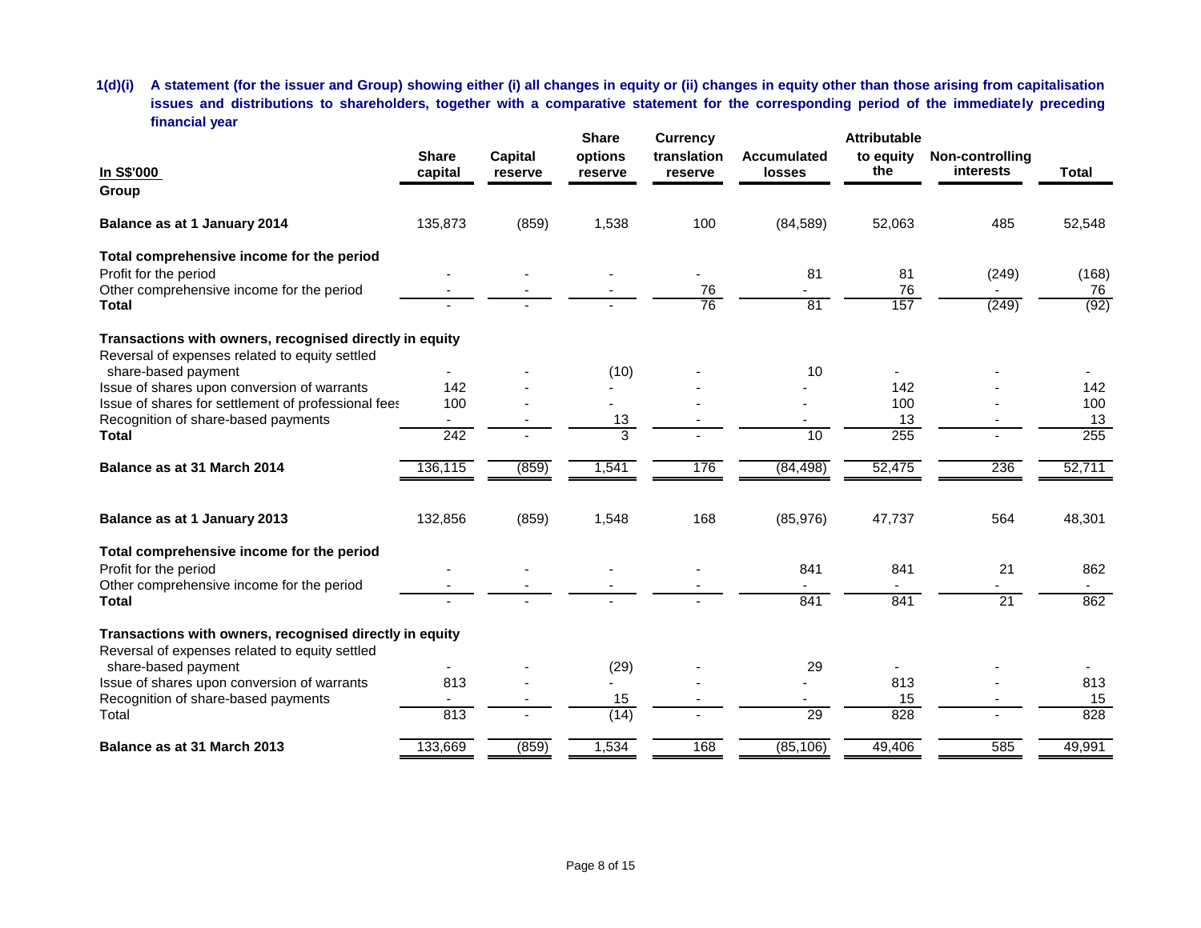**1(d)(i) A statement (for the issuer and Group) showing either (i) all changes in equity or (ii) changes in equity other than those arising from capitalisation issues and distributions to shareholders, together with a comparative statement for the corresponding period of the immediately preceding financial year**

| In S$'000 | Share capital | Capital reserve | Share options reserve | Currency translation reserve | Accumulated losses | Attributable to equity the | Non-controlling interests | Total |
|---|---|---|---|---|---|---|---|---|
| **Group** | | | | | | | | |
| **Balance as at 1 January 2014** | 135,873 | (859) | 1,538 | 100 | (84,589) | 52,063 | 485 | 52,548 |
| **Total comprehensive income for the period** | | | | | | | | |
| Profit for the period | - | - | - | - | 81 | 81 | (249) | (168) |
| Other comprehensive income for the period | - | - | - | 76 | - | 76 | - | 76 |
| **Total** | - | - | - | 76 | 81 | 157 | (249) | (92) |
| **Transactions with owners, recognised directly in equity** | | | | | | | | |
| Reversal of expenses related to equity settled share-based payment | - | - | (10) | - | 10 | - | - | - |
| Issue of shares upon conversion of warrants | 142 | - | - | - | - | 142 | - | 142 |
| Issue of shares for settlement of professional fees | 100 | - | - | - | - | 100 | - | 100 |
| Recognition of share-based payments | - | - | 13 | - | - | 13 | - | 13 |
| **Total** | 242 | - | 3 | - | 10 | 255 | - | 255 |
| **Balance as at 31 March 2014** | 136,115 | (859) | 1,541 | 176 | (84,498) | 52,475 | 236 | 52,711 |
| | | | | | | | | |
| **Balance as at 1 January 2013** | 132,856 | (859) | 1,548 | 168 | (85,976) | 47,737 | 564 | 48,301 |
| **Total comprehensive income for the period** | | | | | | | | |
| Profit for the period | - | - | - | - | 841 | 841 | 21 | 862 |
| Other comprehensive income for the period | - | - | - | - | - | - | - | - |
| **Total** | - | - | - | - | 841 | 841 | 21 | 862 |
| **Transactions with owners, recognised directly in equity** | | | | | | | | |
| Reversal of expenses related to equity settled share-based payment | - | - | (29) | - | 29 | - | - | - |
| Issue of shares upon conversion of warrants | 813 | - | - | - | - | 813 | - | 813 |
| Recognition of share-based payments | - | - | 15 | - | - | 15 | - | 15 |
| Total | 813 | - | (14) | - | 29 | 828 | - | 828 |
| **Balance as at 31 March 2013** | 133,669 | (859) | 1,534 | 168 | (85,106) | 49,406 | 585 | 49,991 |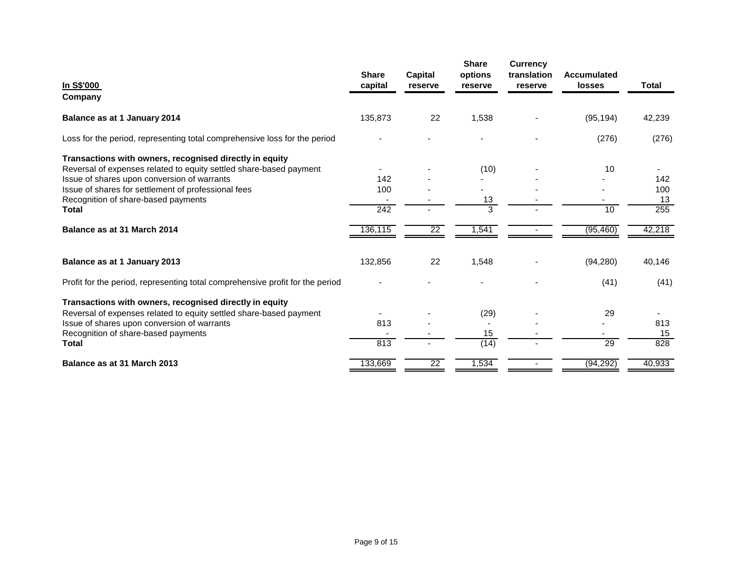| In S$'000<br>Company | Share capital | Capital reserve | Share options reserve | Currency translation reserve | Accumulated losses | Total |
|---|---|---|---|---|---|---|
| **Balance as at 1 January 2014** | 135,873 | 22 | 1,538 | - | (95,194) | 42,239 |
| Loss for the period, representing total comprehensive loss for the period | - | - | - | - | (276) | (276) |
| **Transactions with owners, recognised directly in equity** | | | | | | |
| Reversal of expenses related to equity settled share-based payment | - | - | (10) | - | 10 | - |
| Issue of shares upon conversion of warrants | 142 | - | - | - | - | 142 |
| Issue of shares for settlement of professional fees | 100 | - | - | - | - | 100 |
| Recognition of share-based payments | - | - | 13 | - | - | 13 |
| **Total** | 242 | - | 3 | - | 10 | 255 |
| **Balance as at 31 March 2014** | 136,115 | 22 | 1,541 | - | (95,460) | 42,218 |
| | | | | | | |
| **Balance as at 1 January 2013** | 132,856 | 22 | 1,548 | - | (94,280) | 40,146 |
| Profit for the period, representing total comprehensive profit for the period | - | - | - | - | (41) | (41) |
| **Transactions with owners, recognised directly in equity** | | | | | | |
| Reversal of expenses related to equity settled share-based payment | - | - | (29) | - | 29 | - |
| Issue of shares upon conversion of warrants | 813 | - | - | - | - | 813 |
| Recognition of share-based payments | - | - | 15 | - | - | 15 |
| **Total** | 813 | - | (14) | - | 29 | 828 |
| **Balance as at 31 March 2013** | 133,669 | 22 | 1,534 | - | (94,292) | 40,933 |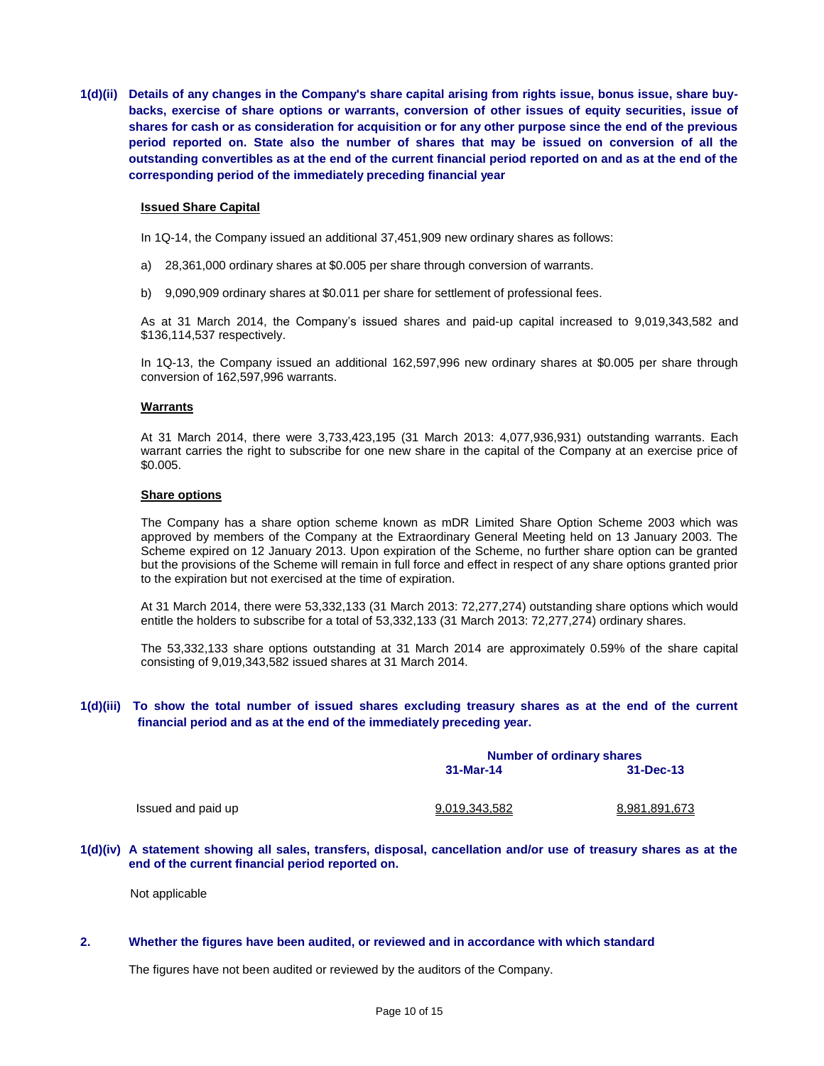**1(d)(ii) Details of any changes in the Company's share capital arising from rights issue, bonus issue, share buy-backs, exercise of share options or warrants, conversion of other issues of equity securities, issue of shares for cash or as consideration for acquisition or for any other purpose since the end of the previous period reported on. State also the number of shares that may be issued on conversion of all the outstanding convertibles as at the end of the current financial period reported on and as at the end of the corresponding period of the immediately preceding financial year**

**Issued Share Capital**

In 1Q-14, the Company issued an additional 37,451,909 new ordinary shares as follows:

a) 28,361,000 ordinary shares at $0.005 per share through conversion of warrants.

b) 9,090,909 ordinary shares at $0.011 per share for settlement of professional fees.

As at 31 March 2014, the Company's issued shares and paid-up capital increased to 9,019,343,582 and $136,114,537 respectively.

In 1Q-13, the Company issued an additional 162,597,996 new ordinary shares at $0.005 per share through conversion of 162,597,996 warrants.

**Warrants**

At 31 March 2014, there were 3,733,423,195 (31 March 2013: 4,077,936,931) outstanding warrants. Each warrant carries the right to subscribe for one new share in the capital of the Company at an exercise price of $0.005.

**Share options**

The Company has a share option scheme known as mDR Limited Share Option Scheme 2003 which was approved by members of the Company at the Extraordinary General Meeting held on 13 January 2003. The Scheme expired on 12 January 2013. Upon expiration of the Scheme, no further share option can be granted but the provisions of the Scheme will remain in full force and effect in respect of any share options granted prior to the expiration but not exercised at the time of expiration.

At 31 March 2014, there were 53,332,133 (31 March 2013: 72,277,274) outstanding share options which would entitle the holders to subscribe for a total of 53,332,133 (31 March 2013: 72,277,274) ordinary shares.

The 53,332,133 share options outstanding at 31 March 2014 are approximately 0.59% of the share capital consisting of 9,019,343,582 issued shares at 31 March 2014.

**1(d)(iii) To show the total number of issued shares excluding treasury shares as at the end of the current financial period and as at the end of the immediately preceding year.**

| | Number of ordinary shares | |
|---|---|---|
| | 31-Mar-14 | 31-Dec-13 |
| Issued and paid up | 9,019,343,582 | 8,981,891,673 |

**1(d)(iv) A statement showing all sales, transfers, disposal, cancellation and/or use of treasury shares as at the end of the current financial period reported on.**

Not applicable

**2. Whether the figures have been audited, or reviewed and in accordance with which standard**

The figures have not been audited or reviewed by the auditors of the Company.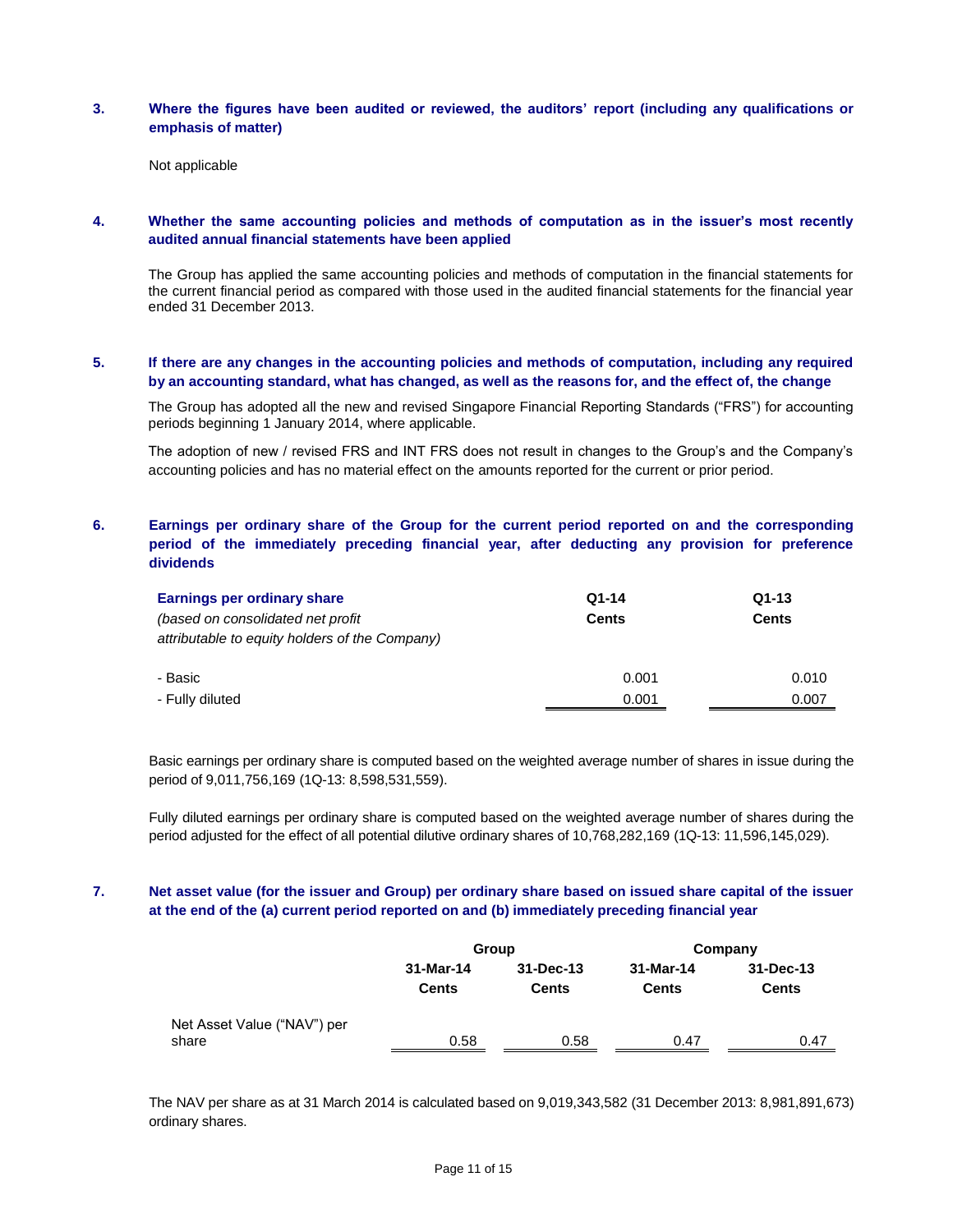### 3. Where the figures have been audited or reviewed, the auditors' report (including any qualifications or emphasis of matter)

Not applicable

### 4. Whether the same accounting policies and methods of computation as in the issuer's most recently audited annual financial statements have been applied

The Group has applied the same accounting policies and methods of computation in the financial statements for the current financial period as compared with those used in the audited financial statements for the financial year ended 31 December 2013.

### 5. If there are any changes in the accounting policies and methods of computation, including any required by an accounting standard, what has changed, as well as the reasons for, and the effect of, the change

The Group has adopted all the new and revised Singapore Financial Reporting Standards ("FRS") for accounting periods beginning 1 January 2014, where applicable.

The adoption of new / revised FRS and INT FRS does not result in changes to the Group's and the Company's accounting policies and has no material effect on the amounts reported for the current or prior period.

### 6. Earnings per ordinary share of the Group for the current period reported on and the corresponding period of the immediately preceding financial year, after deducting any provision for preference dividends

| **Earnings per ordinary share** *(based on consolidated net profit attributable to equity holders of the Company)* | **Q1-14 Cents** | **Q1-13 Cents** |
|---|---|---|
| - Basic | 0.001 | 0.010 |
| - Fully diluted | 0.001 | 0.007 |

Basic earnings per ordinary share is computed based on the weighted average number of shares in issue during the period of 9,011,756,169 (1Q-13: 8,598,531,559).

Fully diluted earnings per ordinary share is computed based on the weighted average number of shares during the period adjusted for the effect of all potential dilutive ordinary shares of 10,768,282,169 (1Q-13: 11,596,145,029).

### 7. Net asset value (for the issuer and Group) per ordinary share based on issued share capital of the issuer at the end of the (a) current period reported on and (b) immediately preceding financial year

| | **Group** | | **Company** | |
|---|---|---|---|---|
| | **31-Mar-14 Cents** | **31-Dec-13 Cents** | **31-Mar-14 Cents** | **31-Dec-13 Cents** |
| Net Asset Value ("NAV") per share | 0.58 | 0.58 | 0.47 | 0.47 |

The NAV per share as at 31 March 2014 is calculated based on 9,019,343,582 (31 December 2013: 8,981,891,673) ordinary shares.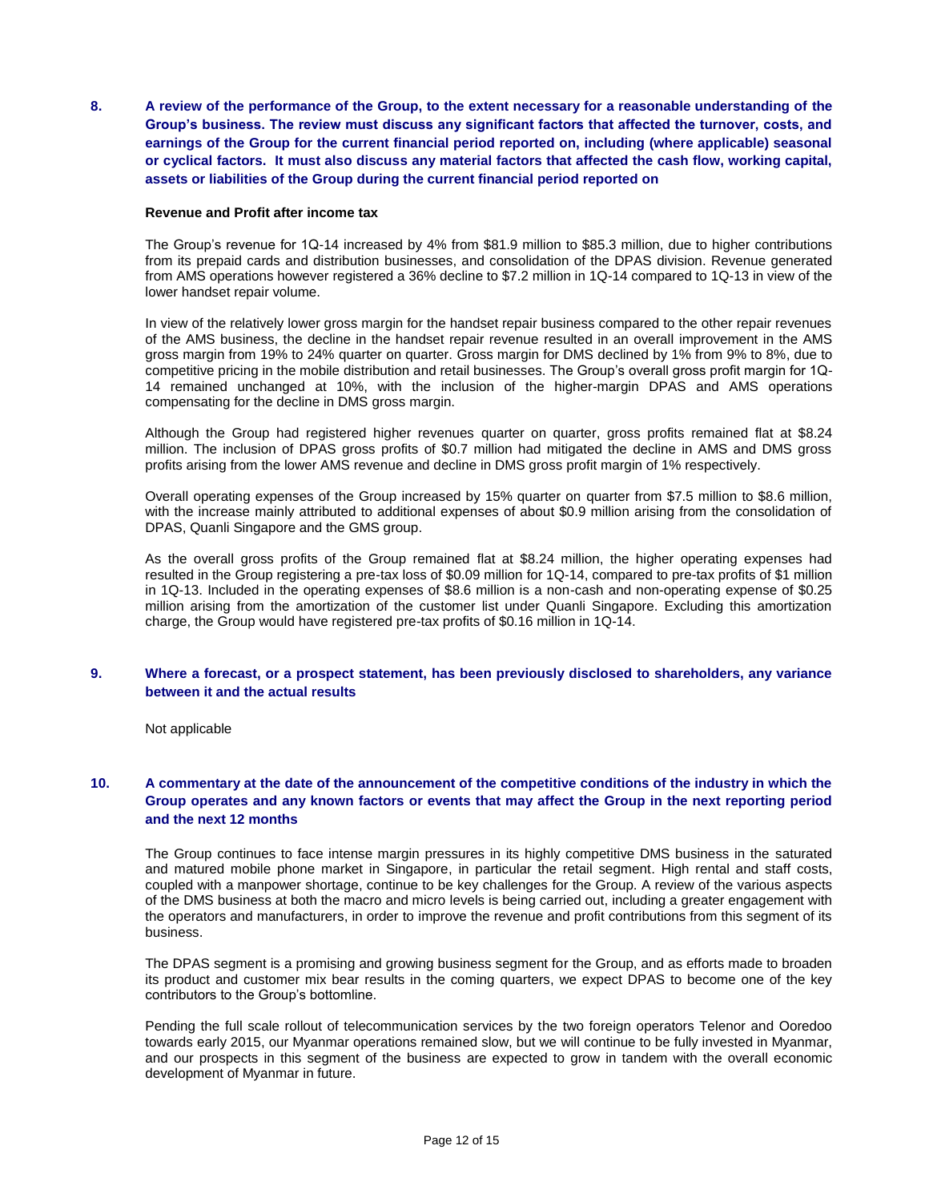**8. A review of the performance of the Group, to the extent necessary for a reasonable understanding of the Group's business. The review must discuss any significant factors that affected the turnover, costs, and earnings of the Group for the current financial period reported on, including (where applicable) seasonal or cyclical factors. It must also discuss any material factors that affected the cash flow, working capital, assets or liabilities of the Group during the current financial period reported on**

**Revenue and Profit after income tax**

The Group's revenue for 1Q-14 increased by 4% from $81.9 million to $85.3 million, due to higher contributions from its prepaid cards and distribution businesses, and consolidation of the DPAS division. Revenue generated from AMS operations however registered a 36% decline to $7.2 million in 1Q-14 compared to 1Q-13 in view of the lower handset repair volume.

In view of the relatively lower gross margin for the handset repair business compared to the other repair revenues of the AMS business, the decline in the handset repair revenue resulted in an overall improvement in the AMS gross margin from 19% to 24% quarter on quarter. Gross margin for DMS declined by 1% from 9% to 8%, due to competitive pricing in the mobile distribution and retail businesses. The Group's overall gross profit margin for 1Q-14 remained unchanged at 10%, with the inclusion of the higher-margin DPAS and AMS operations compensating for the decline in DMS gross margin.

Although the Group had registered higher revenues quarter on quarter, gross profits remained flat at $8.24 million. The inclusion of DPAS gross profits of $0.7 million had mitigated the decline in AMS and DMS gross profits arising from the lower AMS revenue and decline in DMS gross profit margin of 1% respectively.

Overall operating expenses of the Group increased by 15% quarter on quarter from $7.5 million to $8.6 million, with the increase mainly attributed to additional expenses of about $0.9 million arising from the consolidation of DPAS, Quanli Singapore and the GMS group.

As the overall gross profits of the Group remained flat at $8.24 million, the higher operating expenses had resulted in the Group registering a pre-tax loss of $0.09 million for 1Q-14, compared to pre-tax profits of $1 million in 1Q-13. Included in the operating expenses of $8.6 million is a non-cash and non-operating expense of $0.25 million arising from the amortization of the customer list under Quanli Singapore. Excluding this amortization charge, the Group would have registered pre-tax profits of $0.16 million in 1Q-14.

**9. Where a forecast, or a prospect statement, has been previously disclosed to shareholders, any variance between it and the actual results**

Not applicable

**10. A commentary at the date of the announcement of the competitive conditions of the industry in which the Group operates and any known factors or events that may affect the Group in the next reporting period and the next 12 months**

The Group continues to face intense margin pressures in its highly competitive DMS business in the saturated and matured mobile phone market in Singapore, in particular the retail segment. High rental and staff costs, coupled with a manpower shortage, continue to be key challenges for the Group. A review of the various aspects of the DMS business at both the macro and micro levels is being carried out, including a greater engagement with the operators and manufacturers, in order to improve the revenue and profit contributions from this segment of its business.

The DPAS segment is a promising and growing business segment for the Group, and as efforts made to broaden its product and customer mix bear results in the coming quarters, we expect DPAS to become one of the key contributors to the Group's bottomline.

Pending the full scale rollout of telecommunication services by the two foreign operators Telenor and Ooredoo towards early 2015, our Myanmar operations remained slow, but we will continue to be fully invested in Myanmar, and our prospects in this segment of the business are expected to grow in tandem with the overall economic development of Myanmar in future.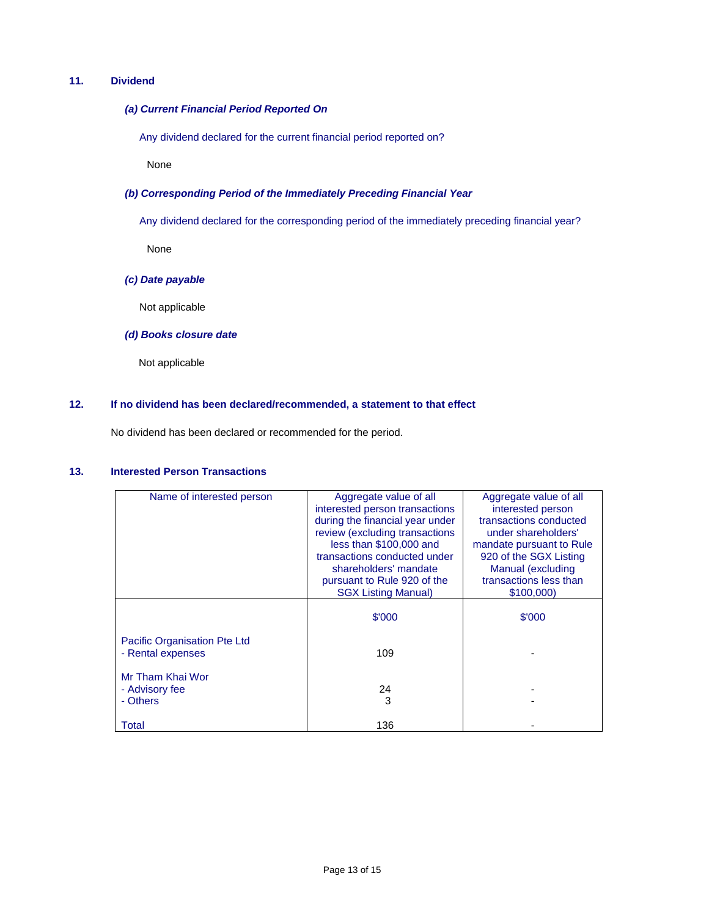## 11. Dividend

### *(a) Current Financial Period Reported On*

Any dividend declared for the current financial period reported on?

None

### *(b) Corresponding Period of the Immediately Preceding Financial Year*

Any dividend declared for the corresponding period of the immediately preceding financial year?

None

### *(c) Date payable*

Not applicable

### *(d) Books closure date*

Not applicable

## 12. If no dividend has been declared/recommended, a statement to that effect

No dividend has been declared or recommended for the period.

## 13. Interested Person Transactions

| Name of interested person | Aggregate value of all interested person transactions during the financial year under review (excluding transactions less than $100,000 and transactions conducted under shareholders' mandate pursuant to Rule 920 of the SGX Listing Manual) | Aggregate value of all interested person transactions conducted under shareholders' mandate pursuant to Rule 920 of the SGX Listing Manual (excluding transactions less than $100,000) |
|---|---|---|
| | $'000 | $'000 |
| Pacific Organisation Pte Ltd | | |
| - Rental expenses | 109 | - |
| Mr Tham Khai Wor | | |
| - Advisory fee | 24 | - |
| - Others | 3 | - |
| Total | 136 | - |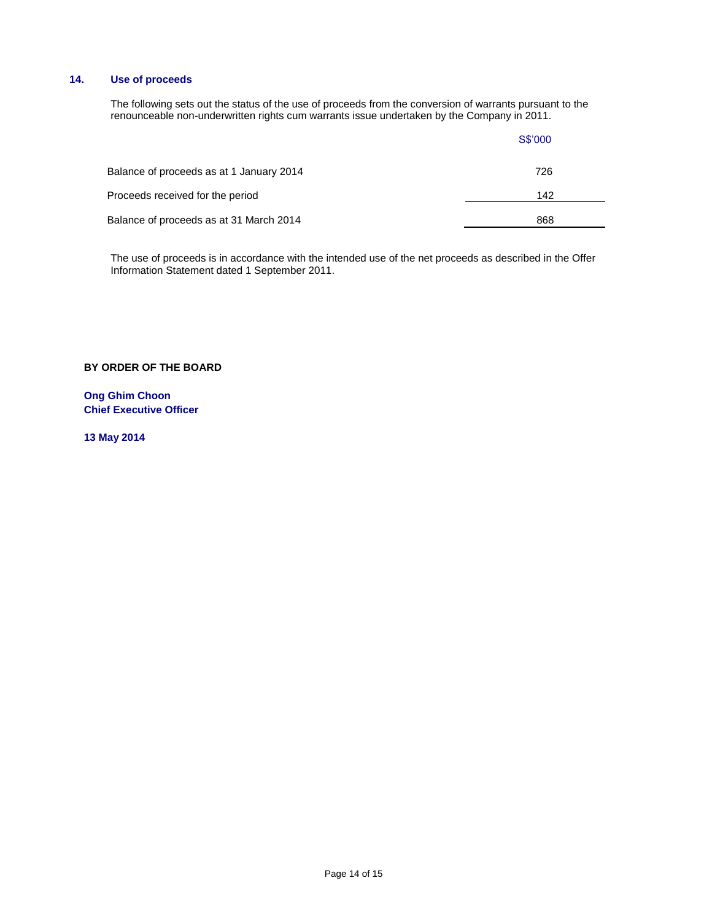## 14. Use of proceeds

The following sets out the status of the use of proceeds from the conversion of warrants pursuant to the renounceable non-underwritten rights cum warrants issue undertaken by the Company in 2011.

| | S$'000 |
|---|---|
| Balance of proceeds as at 1 January 2014 | 726 |
| Proceeds received for the period | 142 |
| Balance of proceeds as at 31 March 2014 | 868 |

The use of proceeds is in accordance with the intended use of the net proceeds as described in the Offer Information Statement dated 1 September 2011.

**BY ORDER OF THE BOARD**

**Ong Ghim Choon**
**Chief Executive Officer**

**13 May 2014**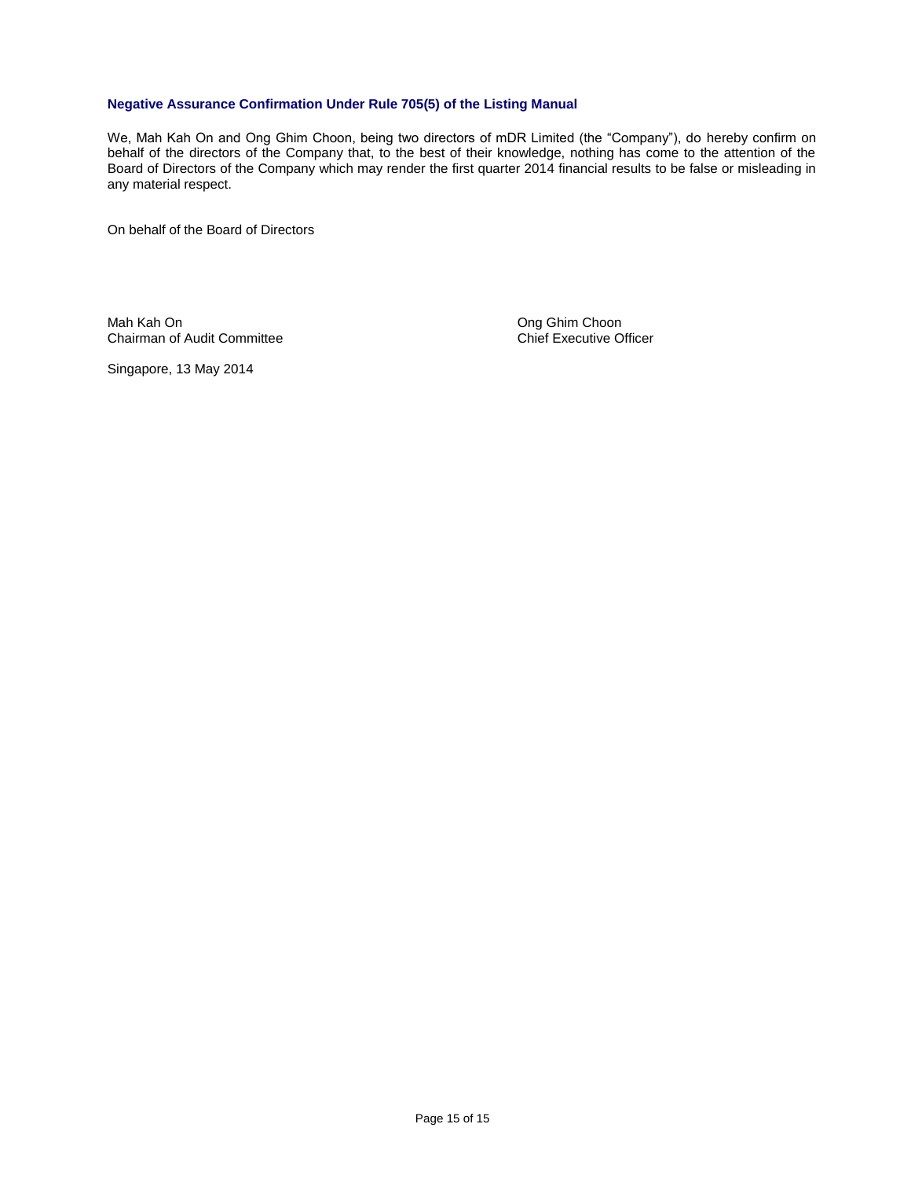**Negative Assurance Confirmation Under Rule 705(5) of the Listing Manual**

We, Mah Kah On and Ong Ghim Choon, being two directors of mDR Limited (the "Company"), do hereby confirm on behalf of the directors of the Company that, to the best of their knowledge, nothing has come to the attention of the Board of Directors of the Company which may render the first quarter 2014 financial results to be false or misleading in any material respect.

On behalf of the Board of Directors

Mah Kah On
Chairman of Audit Committee

Ong Ghim Choon
Chief Executive Officer

Singapore, 13 May 2014